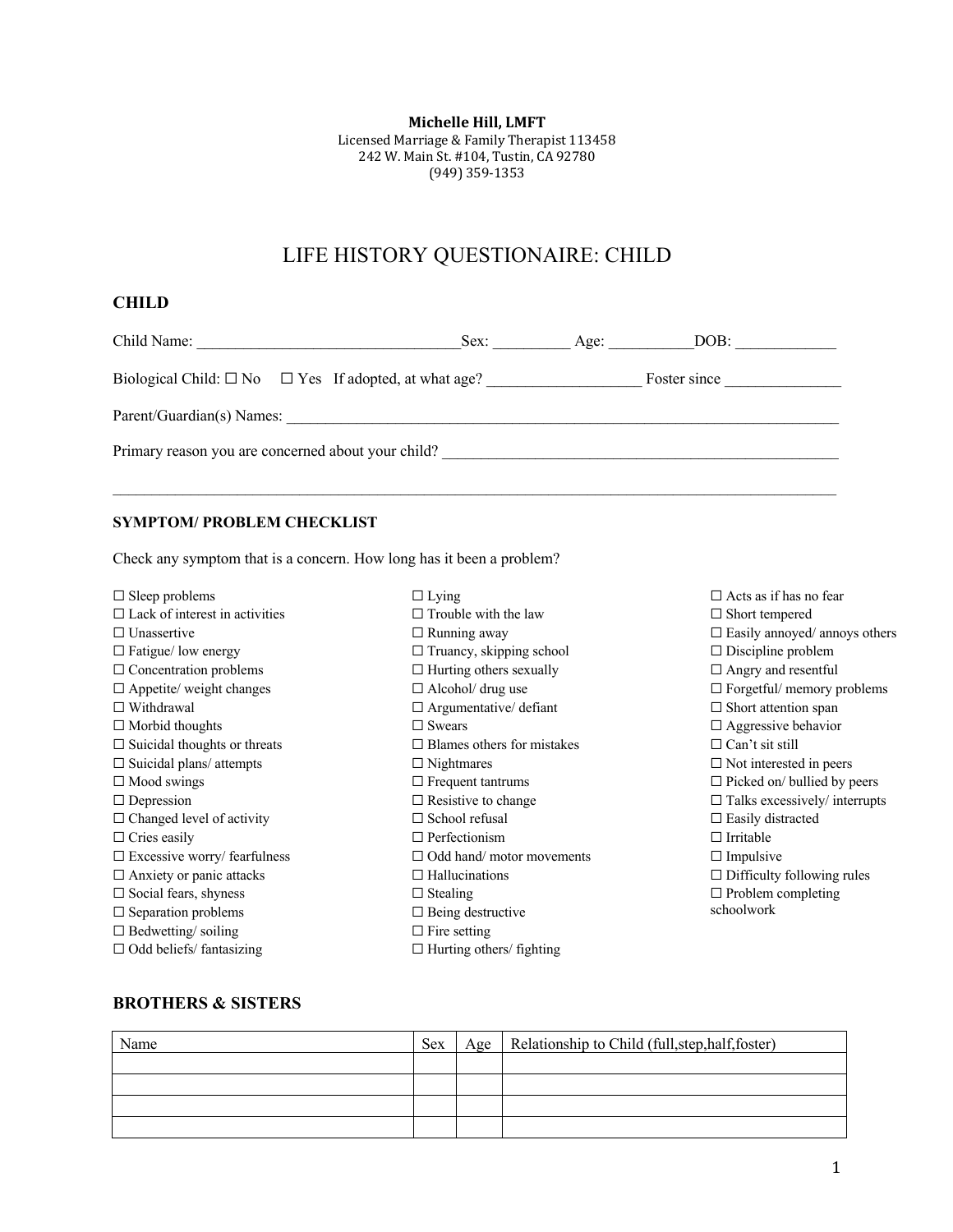**Michelle Hill, LMFT**
Licensed Marriage & Family Therapist 113458
242 W. Main St. #104, Tustin, CA 92780
(949) 359-1353

# LIFE HISTORY QUESTIONAIRE: CHILD

## CHILD

Child Name: ________________________________Sex: _________ Age: __________DOB: ____________

Biological Child: ☐ No ☐ Yes If adopted, at what age? ___________________ Foster since ______________

Parent/Guardian(s) Names: ________________________________________________________________________

Primary reason you are concerned about your child? ____________________________________________________

_____________________________________________________________________________________________

### SYMPTOM/ PROBLEM CHECKLIST

Check any symptom that is a concern. How long has it been a problem?

☐ Sleep problems
☐ Lack of interest in activities
☐ Unassertive
☐ Fatigue/ low energy
☐ Concentration problems
☐ Appetite/ weight changes
☐ Withdrawal
☐ Morbid thoughts
☐ Suicidal thoughts or threats
☐ Suicidal plans/ attempts
☐ Mood swings
☐ Depression
☐ Changed level of activity
☐ Cries easily
☐ Excessive worry/ fearfulness
☐ Anxiety or panic attacks
☐ Social fears, shyness
☐ Separation problems
☐ Bedwetting/ soiling
☐ Odd beliefs/ fantasizing
☐ Lying
☐ Trouble with the law
☐ Running away
☐ Truancy, skipping school
☐ Hurting others sexually
☐ Alcohol/ drug use
☐ Argumentative/ defiant
☐ Swears
☐ Blames others for mistakes
☐ Nightmares
☐ Frequent tantrums
☐ Resistive to change
☐ School refusal
☐ Perfectionism
☐ Odd hand/ motor movements
☐ Hallucinations
☐ Stealing
☐ Being destructive
☐ Fire setting
☐ Hurting others/ fighting
☐ Acts as if has no fear
☐ Short tempered
☐ Easily annoyed/ annoys others
☐ Discipline problem
☐ Angry and resentful
☐ Forgetful/ memory problems
☐ Short attention span
☐ Aggressive behavior
☐ Can't sit still
☐ Not interested in peers
☐ Picked on/ bullied by peers
☐ Talks excessively/ interrupts
☐ Easily distracted
☐ Irritable
☐ Impulsive
☐ Difficulty following rules
☐ Problem completing schoolwork

## BROTHERS & SISTERS

| Name | Sex | Age | Relationship to Child (full,step,half,foster) |
|---|---|---|---|
| | | | |
| | | | |
| | | | |
| | | | |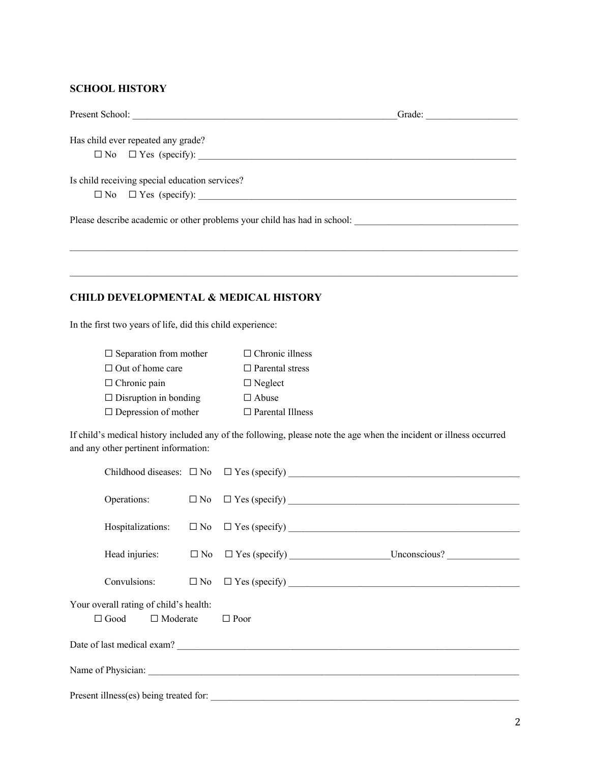## SCHOOL HISTORY

Present School: ________________________________________________________Grade: ___________________

Has child ever repeated any grade?

☐ No ☐ Yes (specify): ______________________________________________________________________

Is child receiving special education services?

☐ No ☐ Yes (specify): ______________________________________________________________________

Please describe academic or other problems your child has had in school: __________________________________

_______________________________________________________________________________________________

_______________________________________________________________________________________________

## CHILD DEVELOPMENTAL & MEDICAL HISTORY

In the first two years of life, did this child experience:

| | |
|---|---|
| ☐ Separation from mother | ☐ Chronic illness |
| ☐ Out of home care | ☐ Parental stress |
| ☐ Chronic pain | ☐ Neglect |
| ☐ Disruption in bonding | ☐ Abuse |
| ☐ Depression of mother | ☐ Parental Illness |

If child's medical history included any of the following, please note the age when the incident or illness occurred and any other pertinent information:

Childhood diseases: ☐ No ☐ Yes (specify) _________________________________________________

Operations: ☐ No ☐ Yes (specify) _________________________________________________

Hospitalizations: ☐ No ☐ Yes (specify) _________________________________________________

Head injuries: ☐ No ☐ Yes (specify) ____________________Unconscious? _______________

Convulsions: ☐ No ☐ Yes (specify) _________________________________________________

Your overall rating of child's health:

☐ Good ☐ Moderate ☐ Poor

Date of last medical exam? ___________________________________________________________________________

Name of Physician: _________________________________________________________________________________

Present illness(es) being treated for: ____________________________________________________________________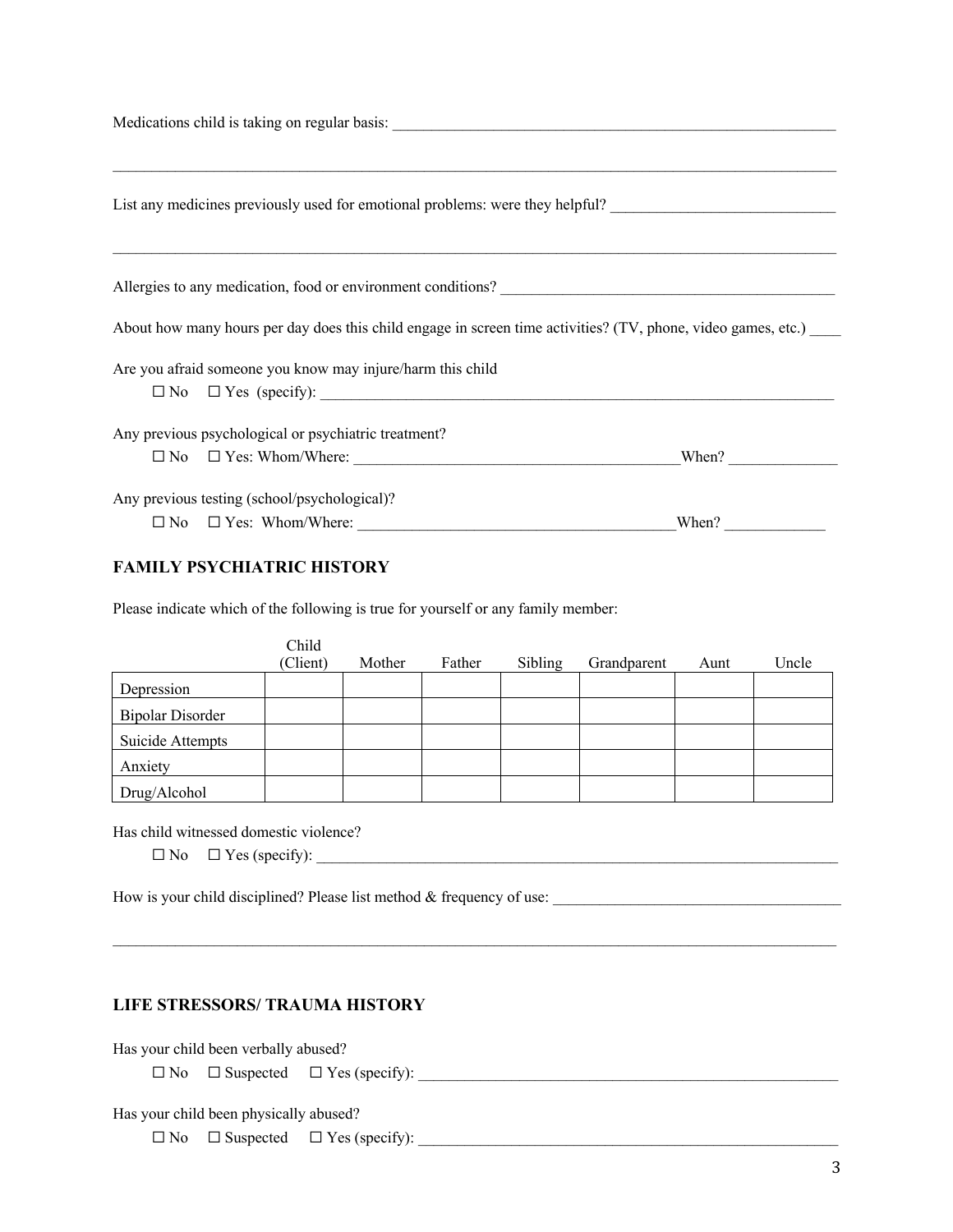Medications child is taking on regular basis: ___________________________________________________________

______________________________________________________________________________________________

List any medicines previously used for emotional problems: were they helpful? _____________________________

______________________________________________________________________________________________

Allergies to any medication, food or environment conditions? ___________________________________________

About how many hours per day does this child engage in screen time activities? (TV, phone, video games, etc.) ____

Are you afraid someone you know may injure/harm this child

☐ No ☐ Yes (specify): _____________________________________________________________________

Any previous psychological or psychiatric treatment?

☐ No ☐ Yes: Whom/Where: __________________________________________When? ______________

Any previous testing (school/psychological)?

☐ No ☐ Yes: Whom/Where: _________________________________________When? _____________

## FAMILY PSYCHIATRIC HISTORY

Please indicate which of the following is true for yourself or any family member:

| | Child (Client) | Mother | Father | Sibling | Grandparent | Aunt | Uncle |
|---|---|---|---|---|---|---|---|
| Depression | | | | | | | |
| Bipolar Disorder | | | | | | | |
| Suicide Attempts | | | | | | | |
| Anxiety | | | | | | | |
| Drug/Alcohol | | | | | | | |

Has child witnessed domestic violence?

☐ No ☐ Yes (specify): _____________________________________________________________________

How is your child disciplined? Please list method & frequency of use: _____________________________________

______________________________________________________________________________________________

## LIFE STRESSORS/ TRAUMA HISTORY

Has your child been verbally abused?

☐ No ☐ Suspected ☐ Yes (specify): _________________________________________________________

Has your child been physically abused?

☐ No ☐ Suspected ☐ Yes (specify): _________________________________________________________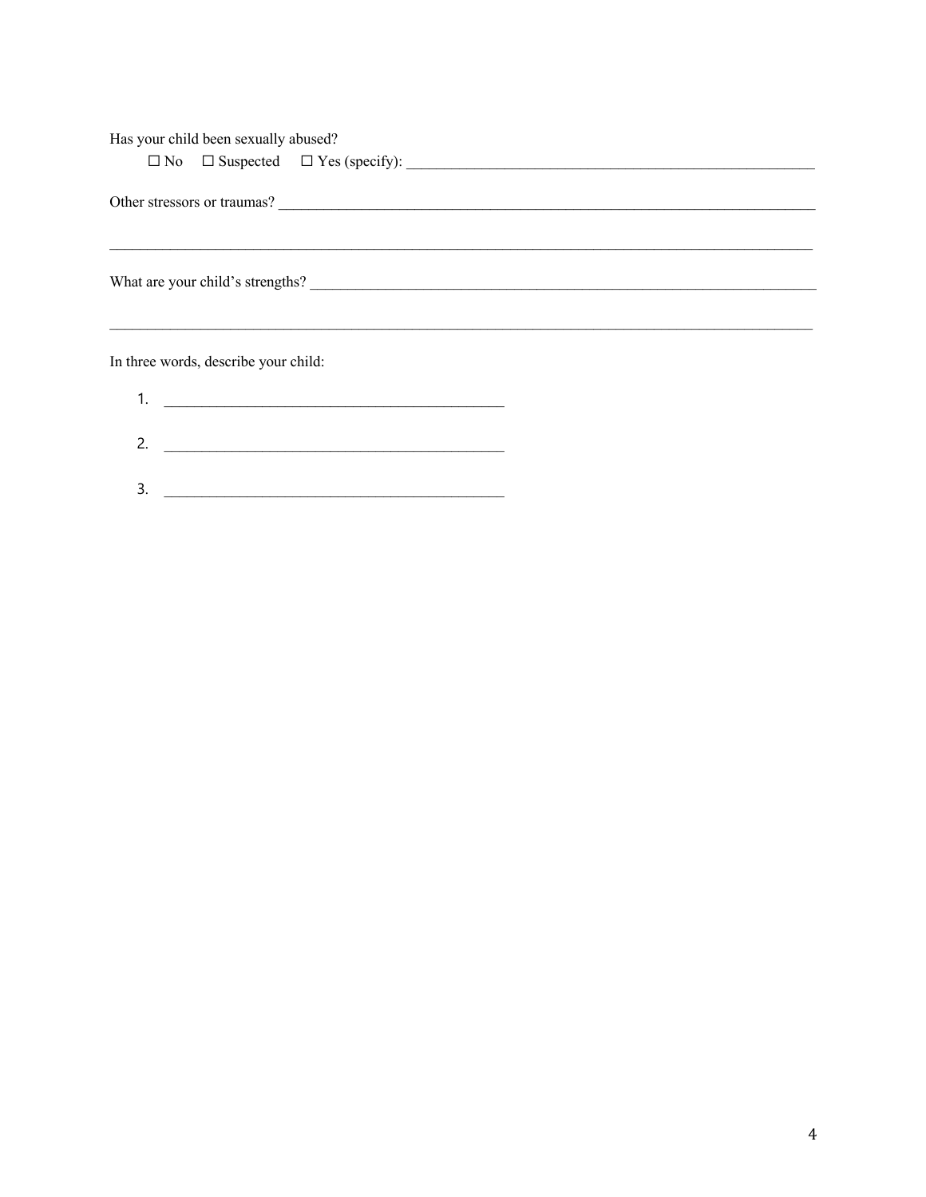Has your child been sexually abused?

☐ No ☐ Suspected ☐ Yes (specify): ______________________________________________________

Other stressors or traumas? ______________________________________________________________________

______________________________________________________________________________________________

What are your child's strengths? __________________________________________________________________

______________________________________________________________________________________________

In three words, describe your child:

1. ____________________________________________
2. ____________________________________________
3. ____________________________________________